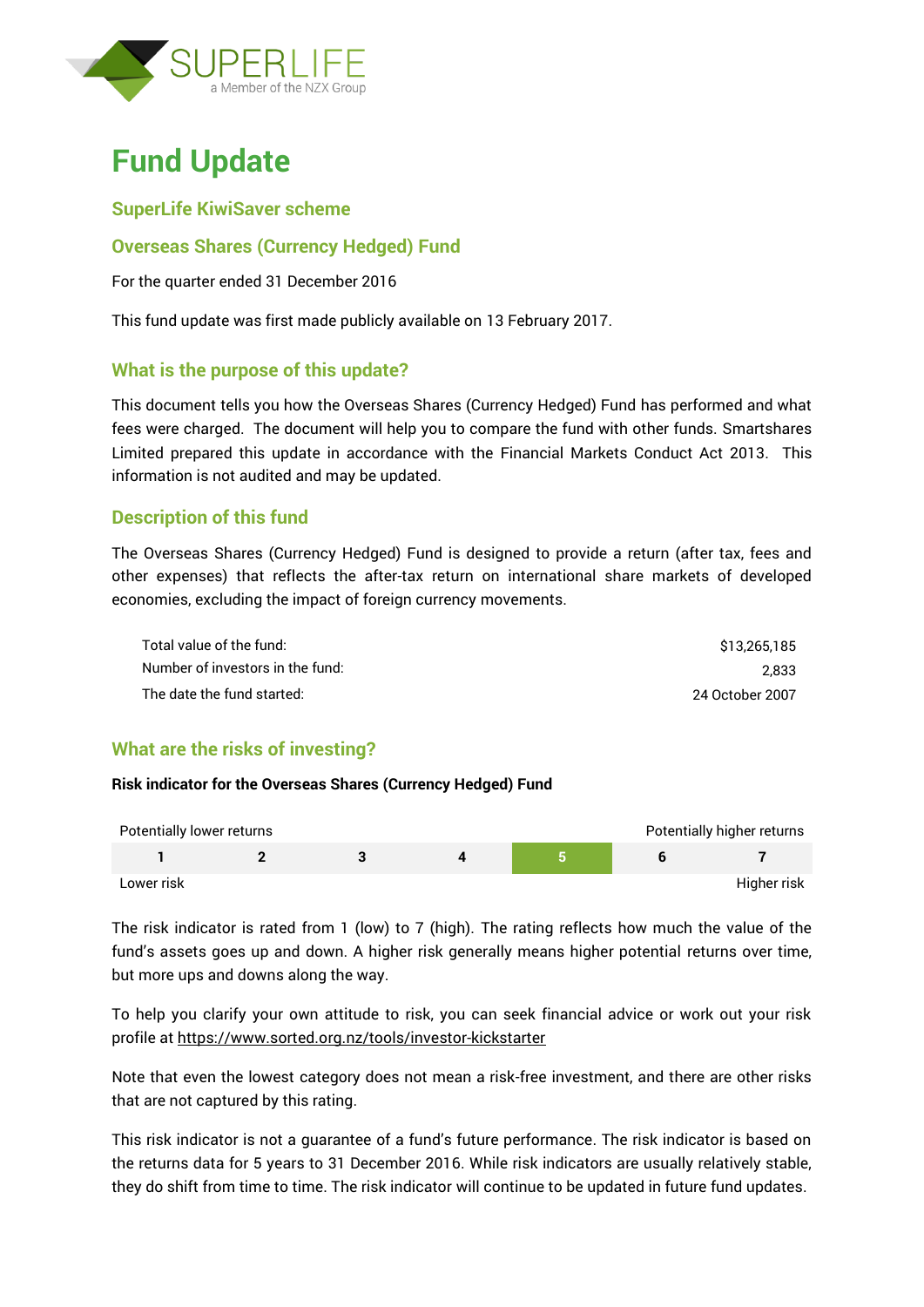SUPERLIFE
a Member of the NZX Group

# Fund Update

## SuperLife KiwiSaver scheme

## Overseas Shares (Currency Hedged) Fund

For the quarter ended 31 December 2016

This fund update was first made publicly available on 13 February 2017.

## What is the purpose of this update?

This document tells you how the Overseas Shares (Currency Hedged) Fund has performed and what fees were charged. The document will help you to compare the fund with other funds. Smartshares Limited prepared this update in accordance with the Financial Markets Conduct Act 2013. This information is not audited and may be updated.

## Description of this fund

The Overseas Shares (Currency Hedged) Fund is designed to provide a return (after tax, fees and other expenses) that reflects the after-tax return on international share markets of developed economies, excluding the impact of foreign currency movements.

| | |
|---|---|
| Total value of the fund: | $13,265,185 |
| Number of investors in the fund: | 2,833 |
| The date the fund started: | 24 October 2007 |

## What are the risks of investing?

**Risk indicator for the Overseas Shares (Currency Hedged) Fund**

| Potentially lower returns | | | | | | Potentially higher returns |
|---|---|---|---|---|---|---|
| 1 | 2 | 3 | 4 | **5** | 6 | 7 |
| Lower risk | | | | | | Higher risk |

The risk indicator is rated from 1 (low) to 7 (high). The rating reflects how much the value of the fund's assets goes up and down. A higher risk generally means higher potential returns over time, but more ups and downs along the way.

To help you clarify your own attitude to risk, you can seek financial advice or work out your risk profile at https://www.sorted.org.nz/tools/investor-kickstarter

Note that even the lowest category does not mean a risk-free investment, and there are other risks that are not captured by this rating.

This risk indicator is not a guarantee of a fund's future performance. The risk indicator is based on the returns data for 5 years to 31 December 2016. While risk indicators are usually relatively stable, they do shift from time to time. The risk indicator will continue to be updated in future fund updates.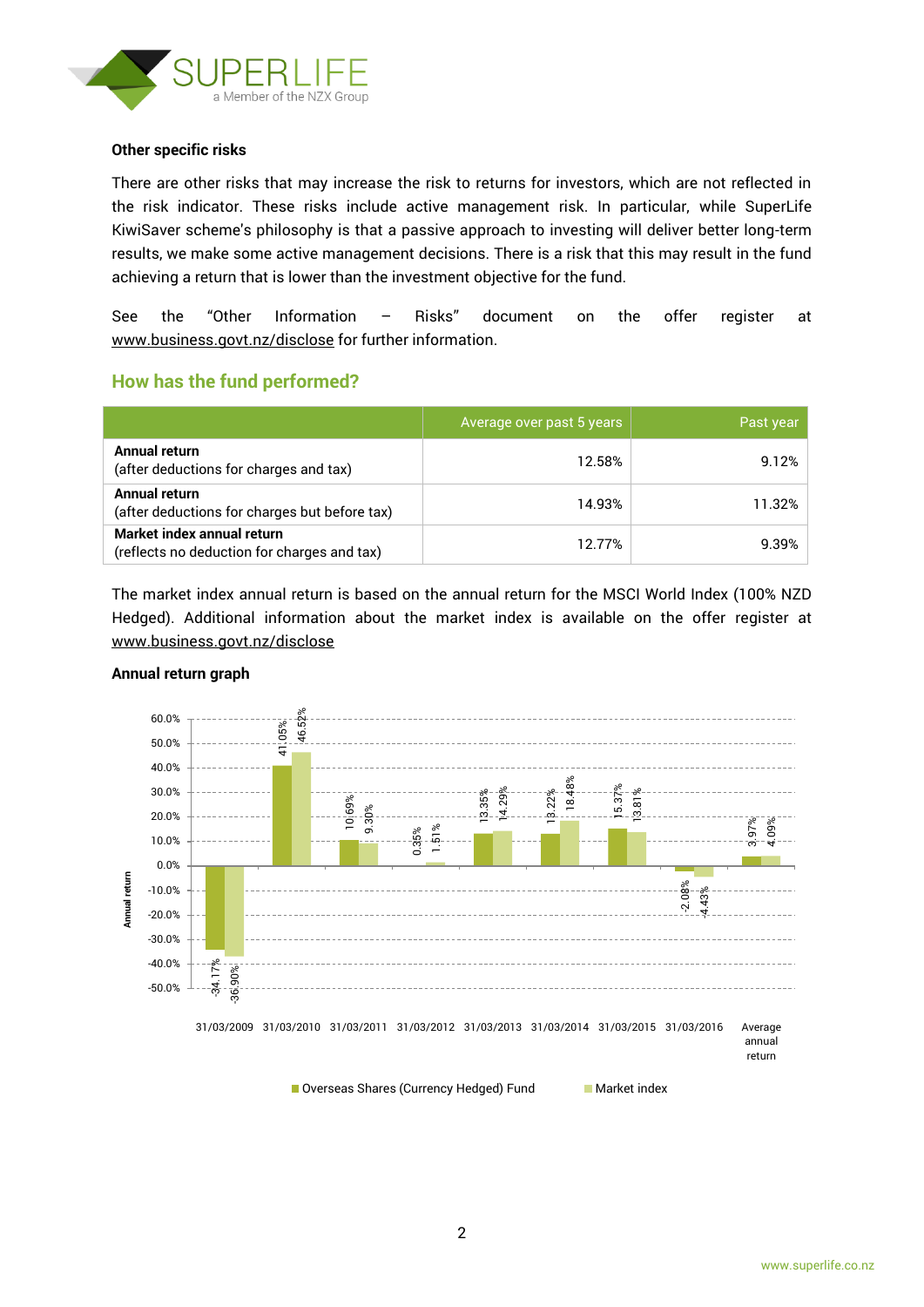**Other specific risks**

There are other risks that may increase the risk to returns for investors, which are not reflected in the risk indicator. These risks include active management risk. In particular, while SuperLife KiwiSaver scheme's philosophy is that a passive approach to investing will deliver better long-term results, we make some active management decisions. There is a risk that this may result in the fund achieving a return that is lower than the investment objective for the fund.

See the "Other Information – Risks" document on the offer register at www.business.govt.nz/disclose for further information.

## How has the fund performed?

| | Average over past 5 years | Past year |
|---|---|---|
| **Annual return** (after deductions for charges and tax) | 12.58% | 9.12% |
| **Annual return** (after deductions for charges but before tax) | 14.93% | 11.32% |
| **Market index annual return** (reflects no deduction for charges and tax) | 12.77% | 9.39% |

The market index annual return is based on the annual return for the MSCI World Index (100% NZD Hedged). Additional information about the market index is available on the offer register at www.business.govt.nz/disclose

**Annual return graph**

| | Overseas Shares (Currency Hedged) Fund | Market index |
|---|---|---|
| 31/03/2009 | -34.17% | -36.90% |
| 31/03/2010 | 41.05% | 46.52% |
| 31/03/2011 | 10.69% | 9.30% |
| 31/03/2012 | 0.35% | 1.51% |
| 31/03/2013 | 13.35% | 14.29% |
| 31/03/2014 | 13.22% | 18.48% |
| 31/03/2015 | 15.37% | 13.81% |
| 31/03/2016 | -2.08% | -4.43% |
| Average annual return | 3.97% | 4.09% |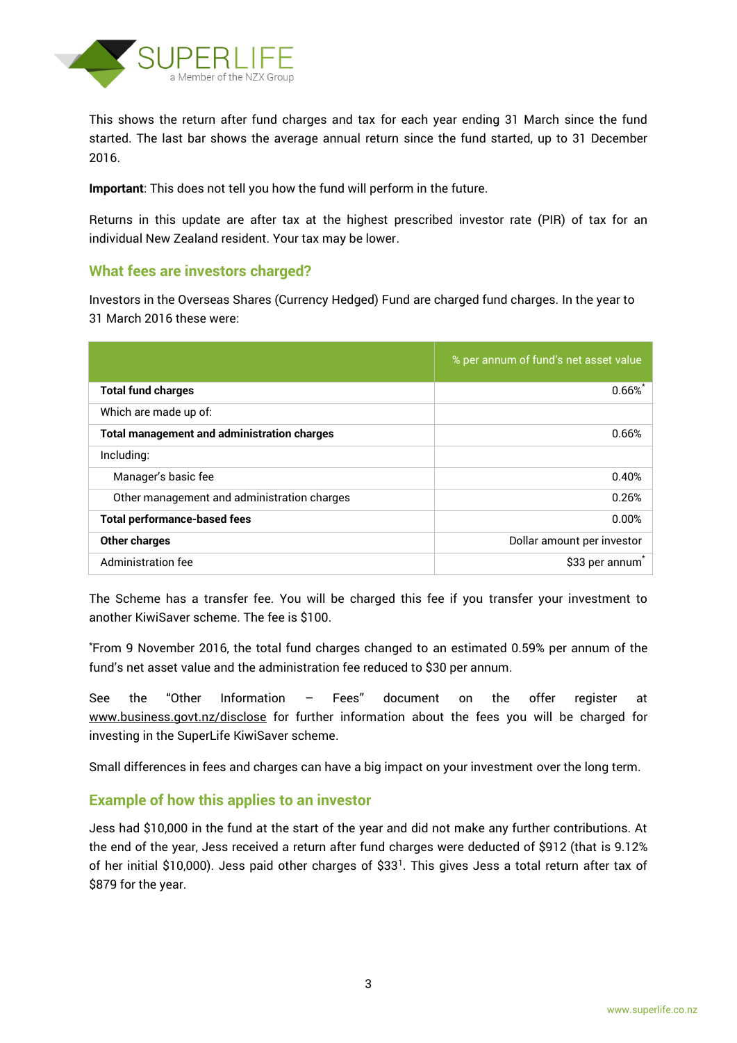This shows the return after fund charges and tax for each year ending 31 March since the fund started. The last bar shows the average annual return since the fund started, up to 31 December 2016.

**Important**: This does not tell you how the fund will perform in the future.

Returns in this update are after tax at the highest prescribed investor rate (PIR) of tax for an individual New Zealand resident. Your tax may be lower.

## What fees are investors charged?

Investors in the Overseas Shares (Currency Hedged) Fund are charged fund charges. In the year to 31 March 2016 these were:

| | % per annum of fund's net asset value |
|---|---|
| **Total fund charges** | 0.66%* |
| Which are made up of: | |
| **Total management and administration charges** | 0.66% |
| Including: | |
| Manager's basic fee | 0.40% |
| Other management and administration charges | 0.26% |
| **Total performance-based fees** | 0.00% |
| **Other charges** | Dollar amount per investor |
| Administration fee | $33 per annum* |

The Scheme has a transfer fee. You will be charged this fee if you transfer your investment to another KiwiSaver scheme. The fee is $100.

*From 9 November 2016, the total fund charges changed to an estimated 0.59% per annum of the fund's net asset value and the administration fee reduced to $30 per annum.

See the "Other Information – Fees" document on the offer register at www.business.govt.nz/disclose for further information about the fees you will be charged for investing in the SuperLife KiwiSaver scheme.

Small differences in fees and charges can have a big impact on your investment over the long term.

## Example of how this applies to an investor

Jess had $10,000 in the fund at the start of the year and did not make any further contributions. At the end of the year, Jess received a return after fund charges were deducted of $912 (that is 9.12% of her initial $10,000). Jess paid other charges of $33[1]. This gives Jess a total return after tax of $879 for the year.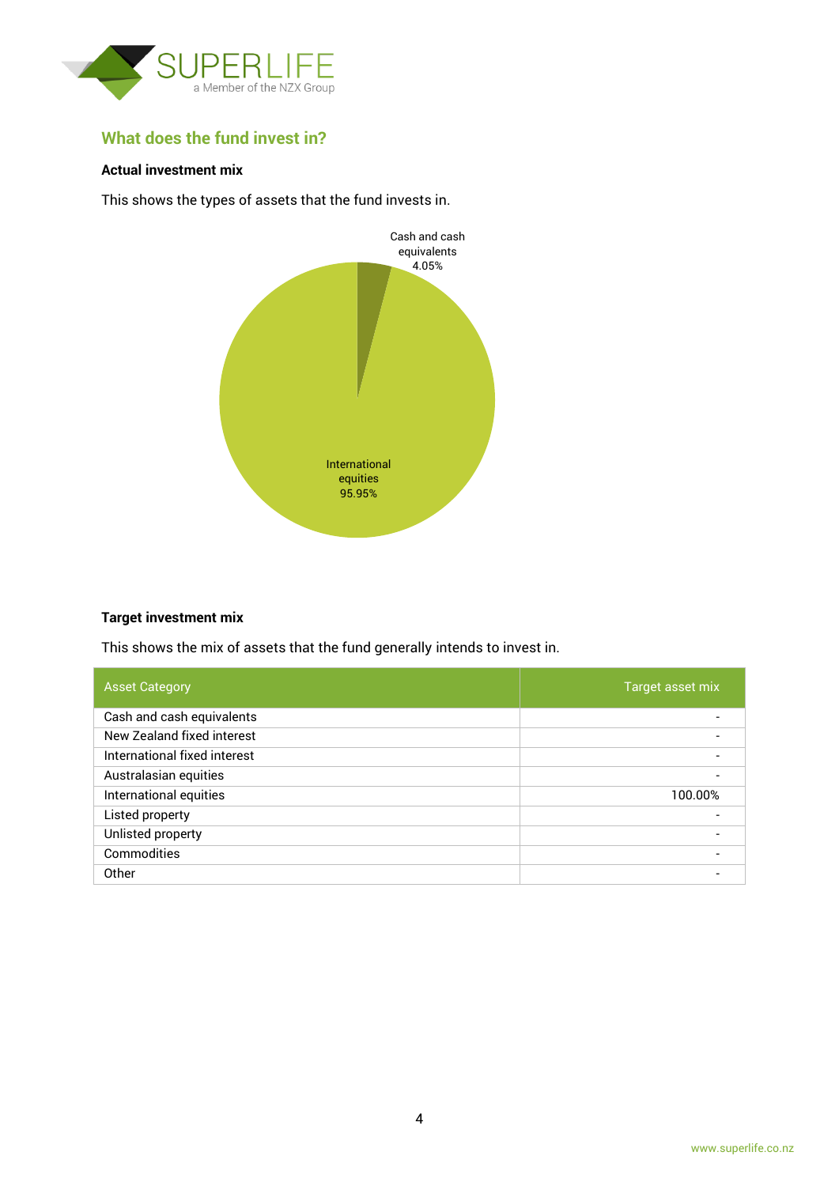## What does the fund invest in?

**Actual investment mix**

This shows the types of assets that the fund invests in.

Cash and cash equivalents 4.05%

International equities 95.95%

**Target investment mix**

This shows the mix of assets that the fund generally intends to invest in.

| Asset Category | Target asset mix |
| --- | --- |
| Cash and cash equivalents | - |
| New Zealand fixed interest | - |
| International fixed interest | - |
| Australasian equities | - |
| International equities | 100.00% |
| Listed property | - |
| Unlisted property | - |
| Commodities | - |
| Other | - |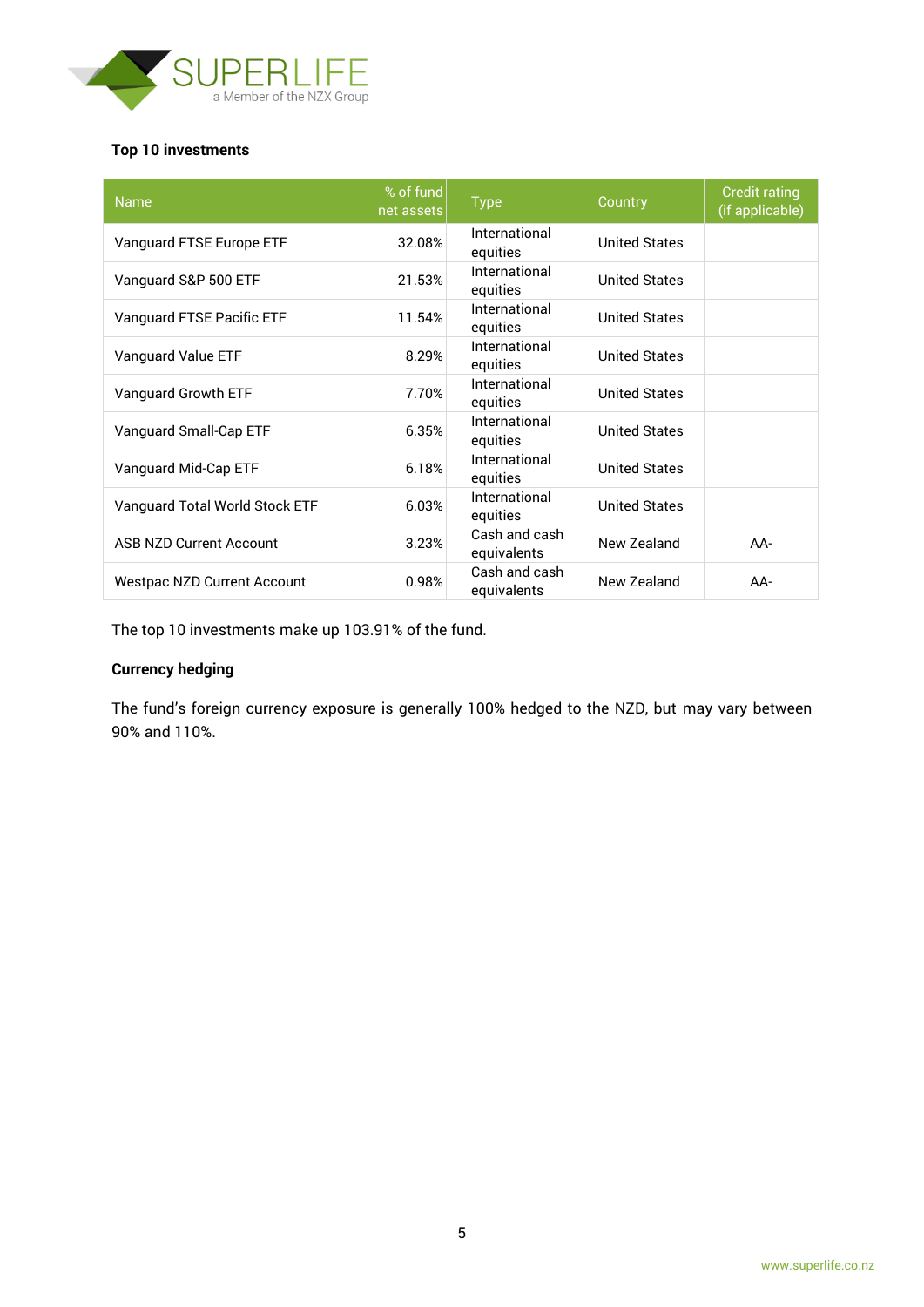**Top 10 investments**

| Name | % of fund net assets | Type | Country | Credit rating (if applicable) |
|---|---|---|---|---|
| Vanguard FTSE Europe ETF | 32.08% | International equities | United States | |
| Vanguard S&P 500 ETF | 21.53% | International equities | United States | |
| Vanguard FTSE Pacific ETF | 11.54% | International equities | United States | |
| Vanguard Value ETF | 8.29% | International equities | United States | |
| Vanguard Growth ETF | 7.70% | International equities | United States | |
| Vanguard Small-Cap ETF | 6.35% | International equities | United States | |
| Vanguard Mid-Cap ETF | 6.18% | International equities | United States | |
| Vanguard Total World Stock ETF | 6.03% | International equities | United States | |
| ASB NZD Current Account | 3.23% | Cash and cash equivalents | New Zealand | AA- |
| Westpac NZD Current Account | 0.98% | Cash and cash equivalents | New Zealand | AA- |

The top 10 investments make up 103.91% of the fund.

**Currency hedging**

The fund's foreign currency exposure is generally 100% hedged to the NZD, but may vary between 90% and 110%.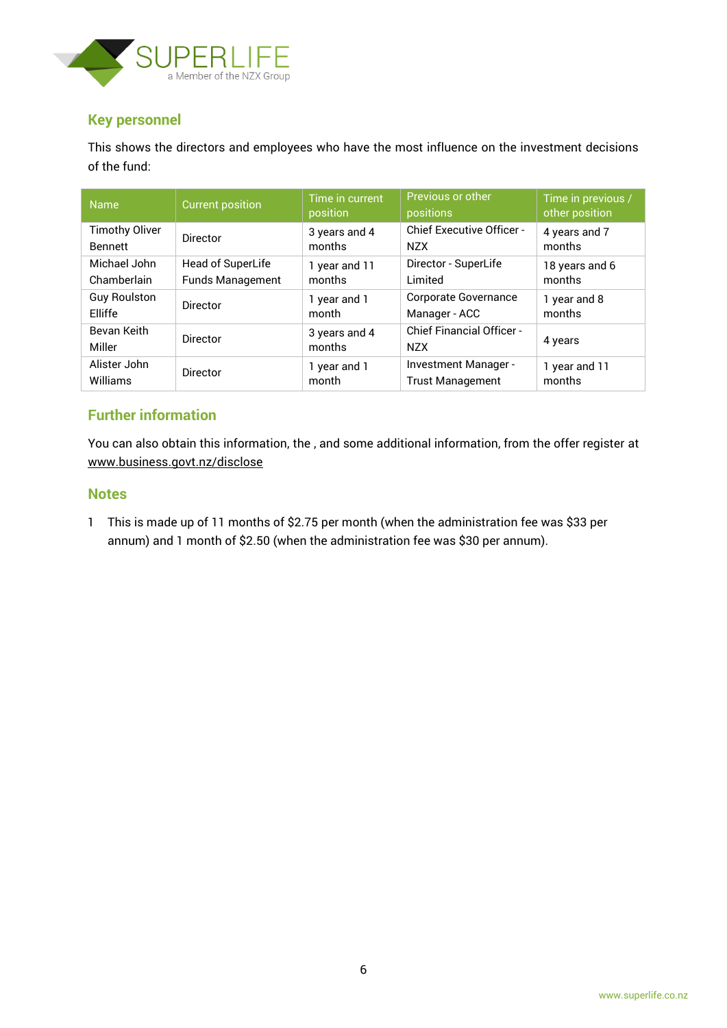## Key personnel

This shows the directors and employees who have the most influence on the investment decisions of the fund:

| Name | Current position | Time in current position | Previous or other positions | Time in previous / other position |
|---|---|---|---|---|
| Timothy Oliver Bennett | Director | 3 years and 4 months | Chief Executive Officer - NZX | 4 years and 7 months |
| Michael John Chamberlain | Head of SuperLife Funds Management | 1 year and 11 months | Director - SuperLife Limited | 18 years and 6 months |
| Guy Roulston Elliffe | Director | 1 year and 1 month | Corporate Governance Manager - ACC | 1 year and 8 months |
| Bevan Keith Miller | Director | 3 years and 4 months | Chief Financial Officer - NZX | 4 years |
| Alister John Williams | Director | 1 year and 1 month | Investment Manager - Trust Management | 1 year and 11 months |

## Further information

You can also obtain this information, the , and some additional information, from the offer register at www.business.govt.nz/disclose

## Notes

1 This is made up of 11 months of $2.75 per month (when the administration fee was $33 per annum) and 1 month of $2.50 (when the administration fee was $30 per annum).